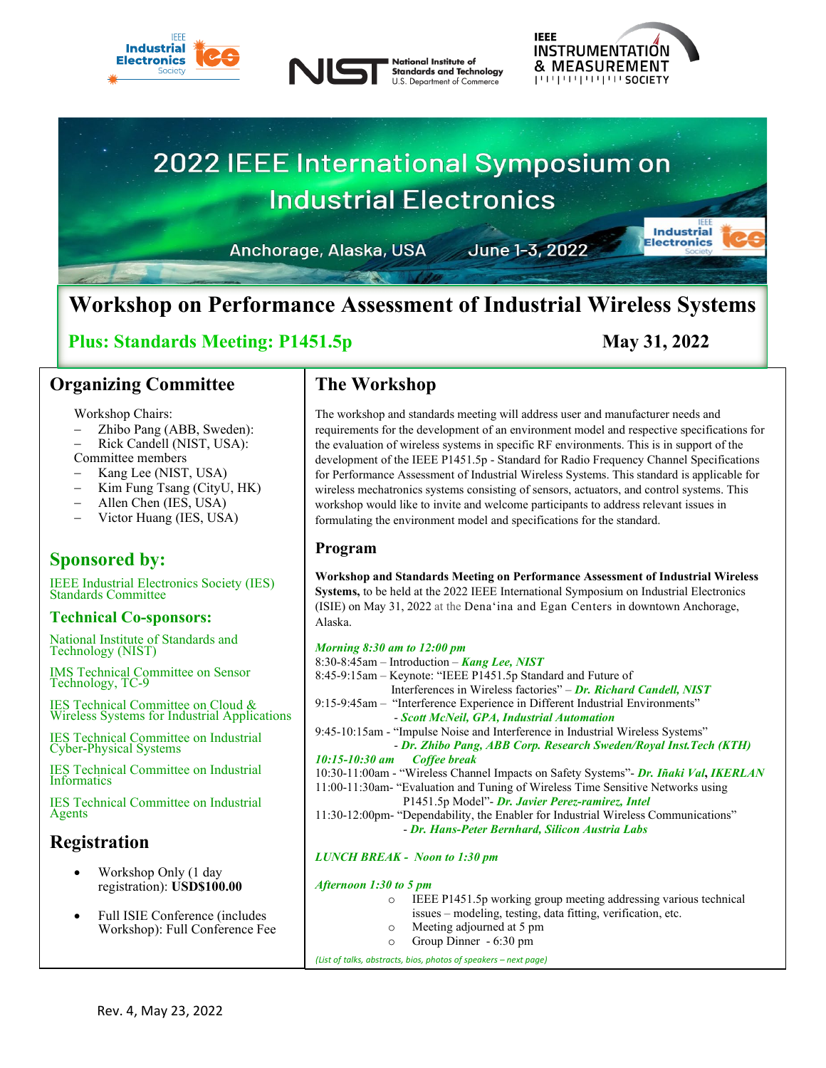# 2022 IEEE International Symposium on Industrial Electronics

Anchorage, Alaska, USA    June 1-3, 2022

## Workshop on Performance Assessment of Industrial Wireless Systems

**Plus: Standards Meeting: P1451.5p**    **May 31, 2022**

## Organizing Committee

Workshop Chairs:
- Zhibo Pang (ABB, Sweden):
- Rick Candell (NIST, USA):

Committee members
- Kang Lee (NIST, USA)
- Kim Fung Tsang (CityU, HK)
- Allen Chen (IES, USA)
- Victor Huang (IES, USA)

## Sponsored by:

IEEE Industrial Electronics Society (IES) Standards Committee

### Technical Co-sponsors:

National Institute of Standards and Technology (NIST)

IMS Technical Committee on Sensor Technology, TC-9

IES Technical Committee on Cloud & Wireless Systems for Industrial Applications

IES Technical Committee on Industrial Cyber-Physical Systems

IES Technical Committee on Industrial Informatics

IES Technical Committee on Industrial Agents

## Registration

- Workshop Only (1 day registration): **USD$100.00**
- Full ISIE Conference (includes Workshop): Full Conference Fee

## The Workshop

The workshop and standards meeting will address user and manufacturer needs and requirements for the development of an environment model and respective specifications for the evaluation of wireless systems in specific RF environments. This is in support of the development of the IEEE P1451.5p - Standard for Radio Frequency Channel Specifications for Performance Assessment of Industrial Wireless Systems. This standard is applicable for wireless mechatronics systems consisting of sensors, actuators, and control systems. This workshop would like to invite and welcome participants to address relevant issues in formulating the environment model and specifications for the standard.

## Program

**Workshop and Standards Meeting on Performance Assessment of Industrial Wireless Systems,** to be held at the 2022 IEEE International Symposium on Industrial Electronics (ISIE) on May 31, 2022 at the Dena'ina and Egan Centers in downtown Anchorage, Alaska.

***Morning 8:30 am to 12:00 pm***

8:30-8:45am – Introduction – ***Kang Lee, NIST***

8:45-9:15am – Keynote: "IEEE P1451.5p Standard and Future of Interferences in Wireless factories" – ***Dr. Richard Candell, NIST***

9:15-9:45am – "Interference Experience in Different Industrial Environments" - ***Scott McNeil, GPA, Industrial Automation***

9:45-10:15am - "Impulse Noise and Interference in Industrial Wireless Systems" - ***Dr. Zhibo Pang, ABB Corp. Research Sweden/Royal Inst.Tech (KTH)***

***10:15-10:30 am    Coffee break***

10:30-11:00am - "Wireless Channel Impacts on Safety Systems"- ***Dr. Iñaki Val, IKERLAN***

11:00-11:30am- "Evaluation and Tuning of Wireless Time Sensitive Networks using P1451.5p Model"- ***Dr. Javier Perez-ramirez, Intel***

11:30-12:00pm- "Dependability, the Enabler for Industrial Wireless Communications" - ***Dr. Hans-Peter Bernhard, Silicon Austria Labs***

***LUNCH BREAK - Noon to 1:30 pm***

***Afternoon 1:30 to 5 pm***

- IEEE P1451.5p working group meeting addressing various technical issues – modeling, testing, data fitting, verification, etc.
- Meeting adjourned at 5 pm
- Group Dinner - 6:30 pm

*(List of talks, abstracts, bios, photos of speakers – next page)*

Rev. 4, May 23, 2022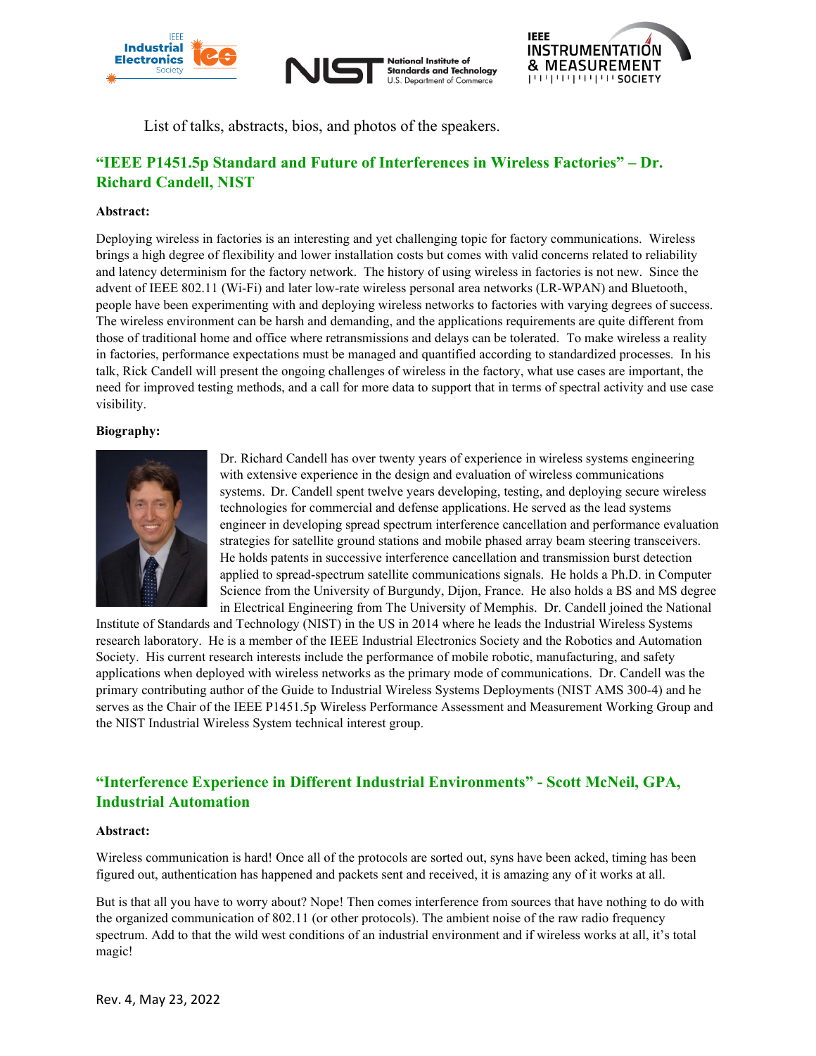List of talks, abstracts, bios, and photos of the speakers.

## "IEEE P1451.5p Standard and Future of Interferences in Wireless Factories" – Dr. Richard Candell, NIST

**Abstract:**

Deploying wireless in factories is an interesting and yet challenging topic for factory communications. Wireless brings a high degree of flexibility and lower installation costs but comes with valid concerns related to reliability and latency determinism for the factory network. The history of using wireless in factories is not new. Since the advent of IEEE 802.11 (Wi-Fi) and later low-rate wireless personal area networks (LR-WPAN) and Bluetooth, people have been experimenting with and deploying wireless networks to factories with varying degrees of success. The wireless environment can be harsh and demanding, and the applications requirements are quite different from those of traditional home and office where retransmissions and delays can be tolerated. To make wireless a reality in factories, performance expectations must be managed and quantified according to standardized processes. In his talk, Rick Candell will present the ongoing challenges of wireless in the factory, what use cases are important, the need for improved testing methods, and a call for more data to support that in terms of spectral activity and use case visibility.

**Biography:**

Dr. Richard Candell has over twenty years of experience in wireless systems engineering with extensive experience in the design and evaluation of wireless communications systems. Dr. Candell spent twelve years developing, testing, and deploying secure wireless technologies for commercial and defense applications. He served as the lead systems engineer in developing spread spectrum interference cancellation and performance evaluation strategies for satellite ground stations and mobile phased array beam steering transceivers. He holds patents in successive interference cancellation and transmission burst detection applied to spread-spectrum satellite communications signals. He holds a Ph.D. in Computer Science from the University of Burgundy, Dijon, France. He also holds a BS and MS degree in Electrical Engineering from The University of Memphis. Dr. Candell joined the National Institute of Standards and Technology (NIST) in the US in 2014 where he leads the Industrial Wireless Systems research laboratory. He is a member of the IEEE Industrial Electronics Society and the Robotics and Automation Society. His current research interests include the performance of mobile robotic, manufacturing, and safety applications when deployed with wireless networks as the primary mode of communications. Dr. Candell was the primary contributing author of the Guide to Industrial Wireless Systems Deployments (NIST AMS 300-4) and he serves as the Chair of the IEEE P1451.5p Wireless Performance Assessment and Measurement Working Group and the NIST Industrial Wireless System technical interest group.

## "Interference Experience in Different Industrial Environments" - Scott McNeil, GPA, Industrial Automation

**Abstract:**

Wireless communication is hard! Once all of the protocols are sorted out, syns have been acked, timing has been figured out, authentication has happened and packets sent and received, it is amazing any of it works at all.

But is that all you have to worry about? Nope! Then comes interference from sources that have nothing to do with the organized communication of 802.11 (or other protocols). The ambient noise of the raw radio frequency spectrum. Add to that the wild west conditions of an industrial environment and if wireless works at all, it's total magic!

Rev. 4, May 23, 2022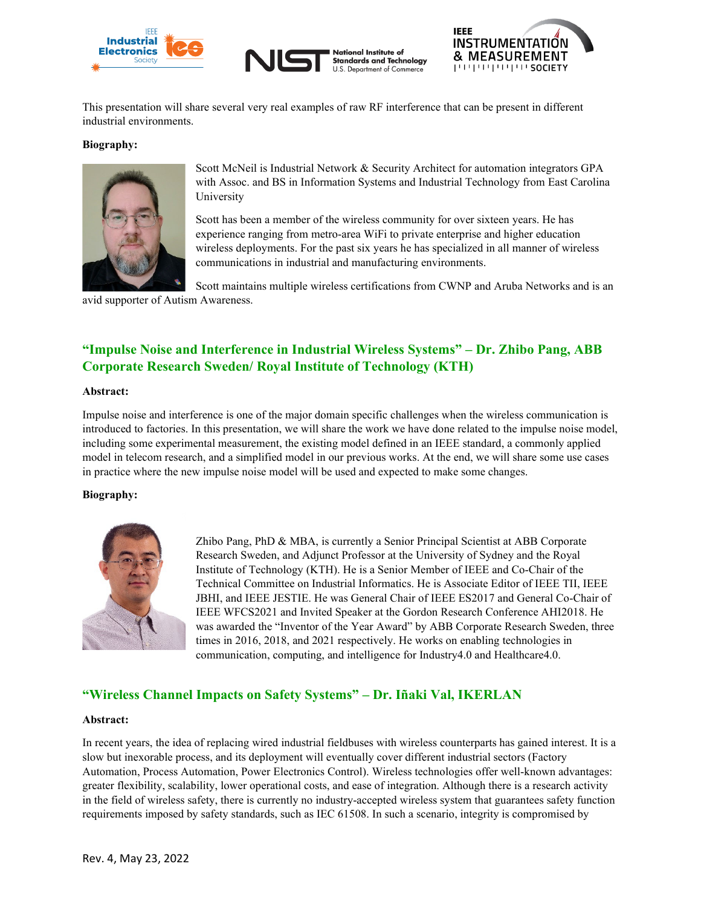This presentation will share several very real examples of raw RF interference that can be present in different industrial environments.

**Biography:**

Scott McNeil is Industrial Network & Security Architect for automation integrators GPA with Assoc. and BS in Information Systems and Industrial Technology from East Carolina University

Scott has been a member of the wireless community for over sixteen years. He has experience ranging from metro-area WiFi to private enterprise and higher education wireless deployments. For the past six years he has specialized in all manner of wireless communications in industrial and manufacturing environments.

Scott maintains multiple wireless certifications from CWNP and Aruba Networks and is an avid supporter of Autism Awareness.

## "Impulse Noise and Interference in Industrial Wireless Systems" – Dr. Zhibo Pang, ABB Corporate Research Sweden/ Royal Institute of Technology (KTH)

**Abstract:**

Impulse noise and interference is one of the major domain specific challenges when the wireless communication is introduced to factories. In this presentation, we will share the work we have done related to the impulse noise model, including some experimental measurement, the existing model defined in an IEEE standard, a commonly applied model in telecom research, and a simplified model in our previous works. At the end, we will share some use cases in practice where the new impulse noise model will be used and expected to make some changes.

**Biography:**

Zhibo Pang, PhD & MBA, is currently a Senior Principal Scientist at ABB Corporate Research Sweden, and Adjunct Professor at the University of Sydney and the Royal Institute of Technology (KTH). He is a Senior Member of IEEE and Co-Chair of the Technical Committee on Industrial Informatics. He is Associate Editor of IEEE TII, IEEE JBHI, and IEEE JESTIE. He was General Chair of IEEE ES2017 and General Co-Chair of IEEE WFCS2021 and Invited Speaker at the Gordon Research Conference AHI2018. He was awarded the "Inventor of the Year Award" by ABB Corporate Research Sweden, three times in 2016, 2018, and 2021 respectively. He works on enabling technologies in communication, computing, and intelligence for Industry4.0 and Healthcare4.0.

## "Wireless Channel Impacts on Safety Systems" – Dr. Iñaki Val, IKERLAN

**Abstract:**

In recent years, the idea of replacing wired industrial fieldbuses with wireless counterparts has gained interest. It is a slow but inexorable process, and its deployment will eventually cover different industrial sectors (Factory Automation, Process Automation, Power Electronics Control). Wireless technologies offer well-known advantages: greater flexibility, scalability, lower operational costs, and ease of integration. Although there is a research activity in the field of wireless safety, there is currently no industry-accepted wireless system that guarantees safety function requirements imposed by safety standards, such as IEC 61508. In such a scenario, integrity is compromised by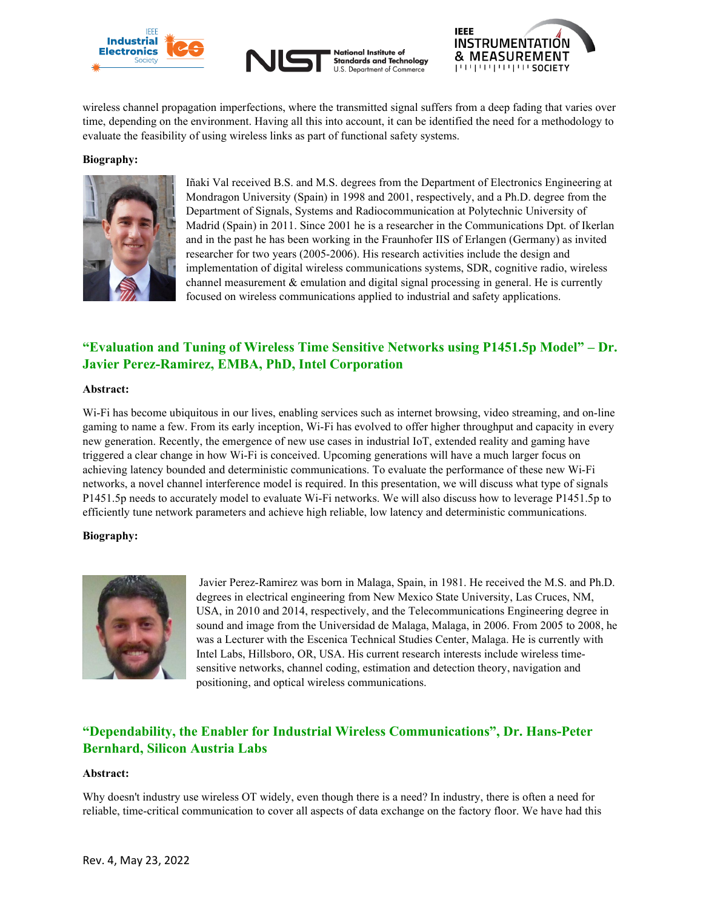wireless channel propagation imperfections, where the transmitted signal suffers from a deep fading that varies over time, depending on the environment. Having all this into account, it can be identified the need for a methodology to evaluate the feasibility of using wireless links as part of functional safety systems.

**Biography:**

Iñaki Val received B.S. and M.S. degrees from the Department of Electronics Engineering at Mondragon University (Spain) in 1998 and 2001, respectively, and a Ph.D. degree from the Department of Signals, Systems and Radiocommunication at Polytechnic University of Madrid (Spain) in 2011. Since 2001 he is a researcher in the Communications Dpt. of Ikerlan and in the past he has been working in the Fraunhofer IIS of Erlangen (Germany) as invited researcher for two years (2005-2006). His research activities include the design and implementation of digital wireless communications systems, SDR, cognitive radio, wireless channel measurement & emulation and digital signal processing in general. He is currently focused on wireless communications applied to industrial and safety applications.

## "Evaluation and Tuning of Wireless Time Sensitive Networks using P1451.5p Model" – Dr. Javier Perez-Ramirez, EMBA, PhD, Intel Corporation

**Abstract:**

Wi-Fi has become ubiquitous in our lives, enabling services such as internet browsing, video streaming, and on-line gaming to name a few. From its early inception, Wi-Fi has evolved to offer higher throughput and capacity in every new generation. Recently, the emergence of new use cases in industrial IoT, extended reality and gaming have triggered a clear change in how Wi-Fi is conceived. Upcoming generations will have a much larger focus on achieving latency bounded and deterministic communications. To evaluate the performance of these new Wi-Fi networks, a novel channel interference model is required. In this presentation, we will discuss what type of signals P1451.5p needs to accurately model to evaluate Wi-Fi networks. We will also discuss how to leverage P1451.5p to efficiently tune network parameters and achieve high reliable, low latency and deterministic communications.

**Biography:**

Javier Perez-Ramirez was born in Malaga, Spain, in 1981. He received the M.S. and Ph.D. degrees in electrical engineering from New Mexico State University, Las Cruces, NM, USA, in 2010 and 2014, respectively, and the Telecommunications Engineering degree in sound and image from the Universidad de Malaga, Malaga, in 2006. From 2005 to 2008, he was a Lecturer with the Escenica Technical Studies Center, Malaga. He is currently with Intel Labs, Hillsboro, OR, USA. His current research interests include wireless time-sensitive networks, channel coding, estimation and detection theory, navigation and positioning, and optical wireless communications.

## "Dependability, the Enabler for Industrial Wireless Communications", Dr. Hans-Peter Bernhard, Silicon Austria Labs

**Abstract:**

Why doesn't industry use wireless OT widely, even though there is a need? In industry, there is often a need for reliable, time-critical communication to cover all aspects of data exchange on the factory floor. We have had this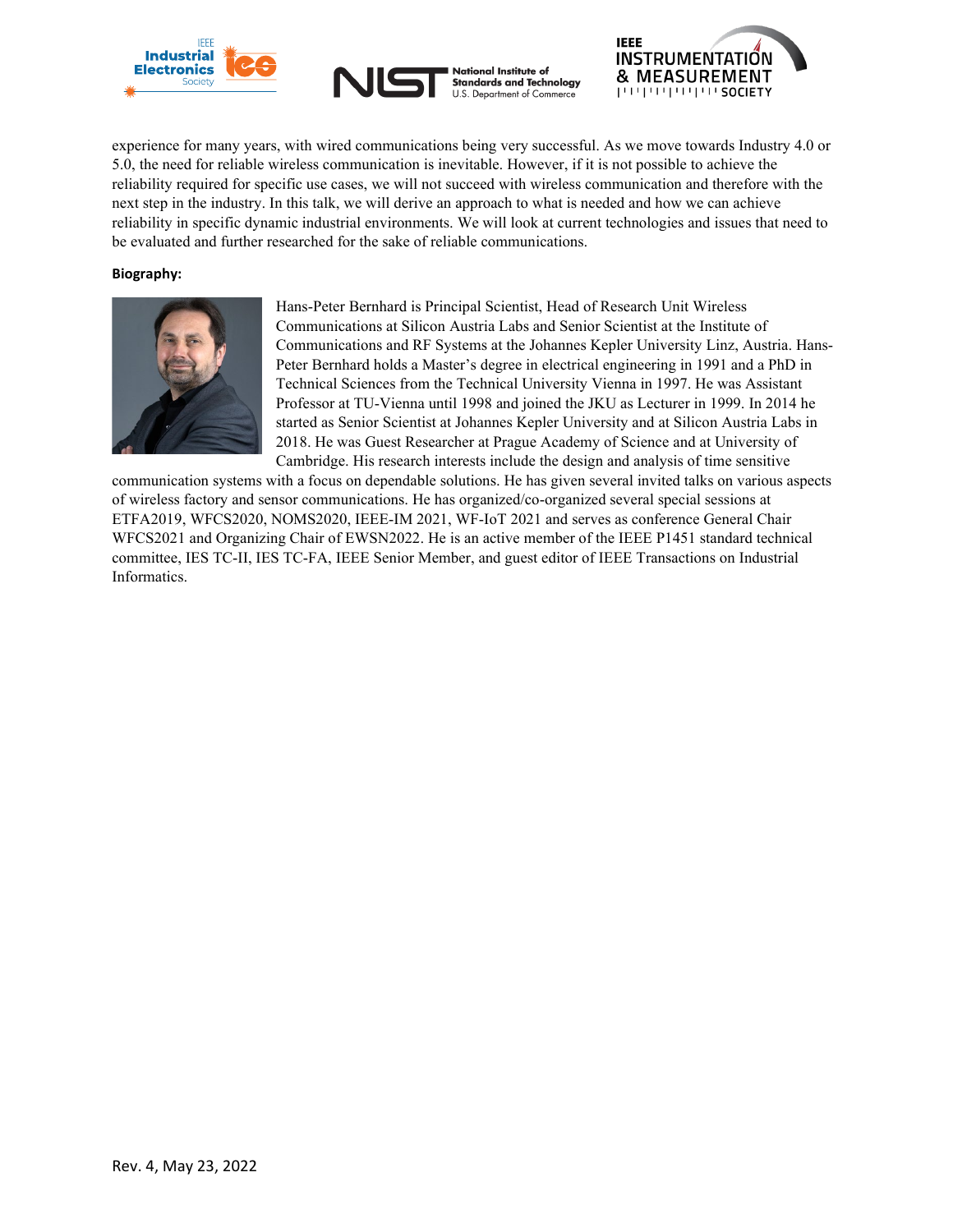experience for many years, with wired communications being very successful. As we move towards Industry 4.0 or 5.0, the need for reliable wireless communication is inevitable. However, if it is not possible to achieve the reliability required for specific use cases, we will not succeed with wireless communication and therefore with the next step in the industry. In this talk, we will derive an approach to what is needed and how we can achieve reliability in specific dynamic industrial environments. We will look at current technologies and issues that need to be evaluated and further researched for the sake of reliable communications.

**Biography:**

Hans-Peter Bernhard is Principal Scientist, Head of Research Unit Wireless Communications at Silicon Austria Labs and Senior Scientist at the Institute of Communications and RF Systems at the Johannes Kepler University Linz, Austria. Hans-Peter Bernhard holds a Master's degree in electrical engineering in 1991 and a PhD in Technical Sciences from the Technical University Vienna in 1997. He was Assistant Professor at TU-Vienna until 1998 and joined the JKU as Lecturer in 1999. In 2014 he started as Senior Scientist at Johannes Kepler University and at Silicon Austria Labs in 2018. He was Guest Researcher at Prague Academy of Science and at University of Cambridge. His research interests include the design and analysis of time sensitive communication systems with a focus on dependable solutions. He has given several invited talks on various aspects of wireless factory and sensor communications. He has organized/co-organized several special sessions at ETFA2019, WFCS2020, NOMS2020, IEEE-IM 2021, WF-IoT 2021 and serves as conference General Chair WFCS2021 and Organizing Chair of EWSN2022. He is an active member of the IEEE P1451 standard technical committee, IES TC-II, IES TC-FA, IEEE Senior Member, and guest editor of IEEE Transactions on Industrial Informatics.

Rev. 4, May 23, 2022